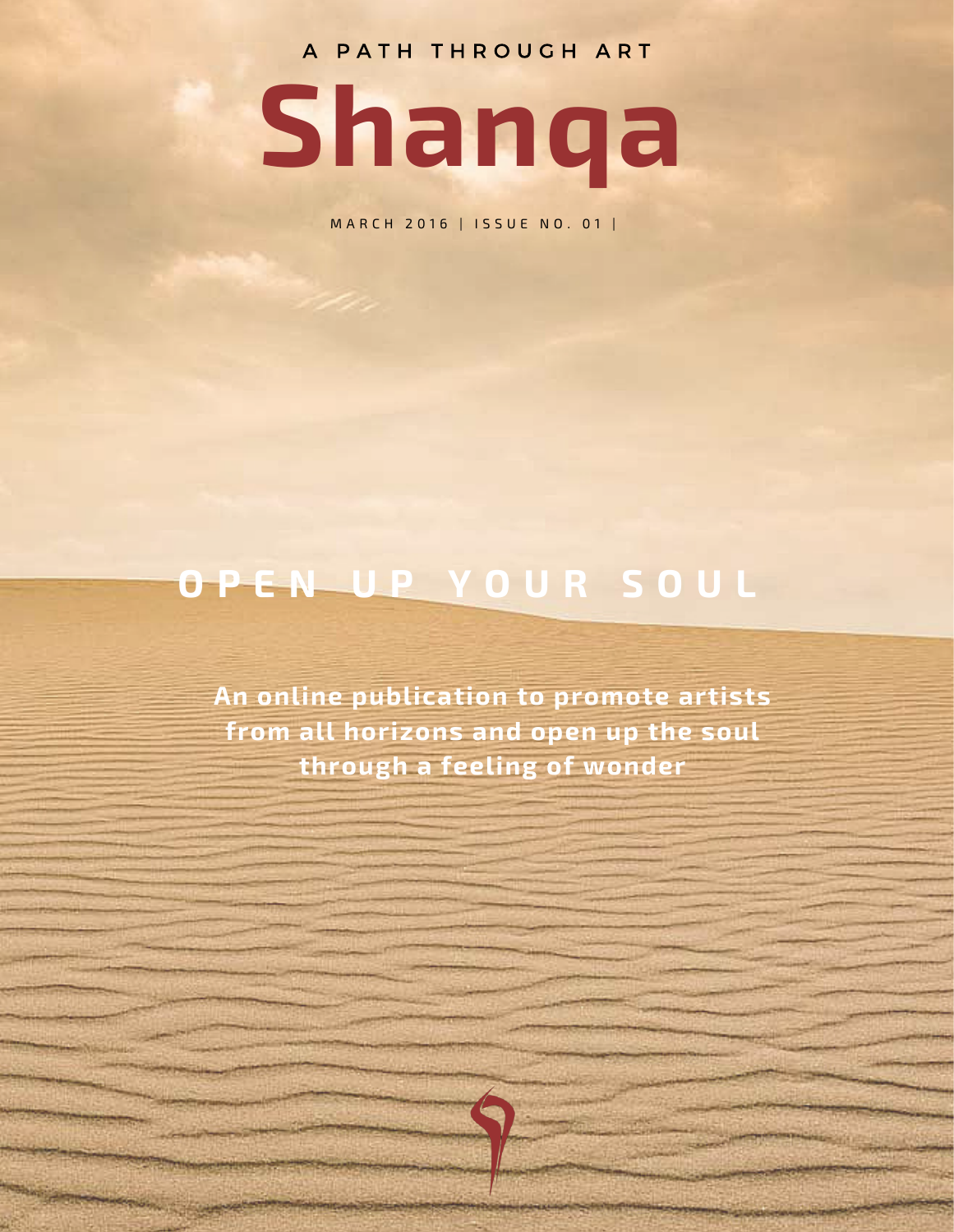A PATH THROUGH ART

# Shanqa

MARCH 2016 | ISSUE NO. 01 |

## OPEN UP YOUR SOUL

**An online publication to promote artists from all horizons and open up the soul through a feeling of wonder**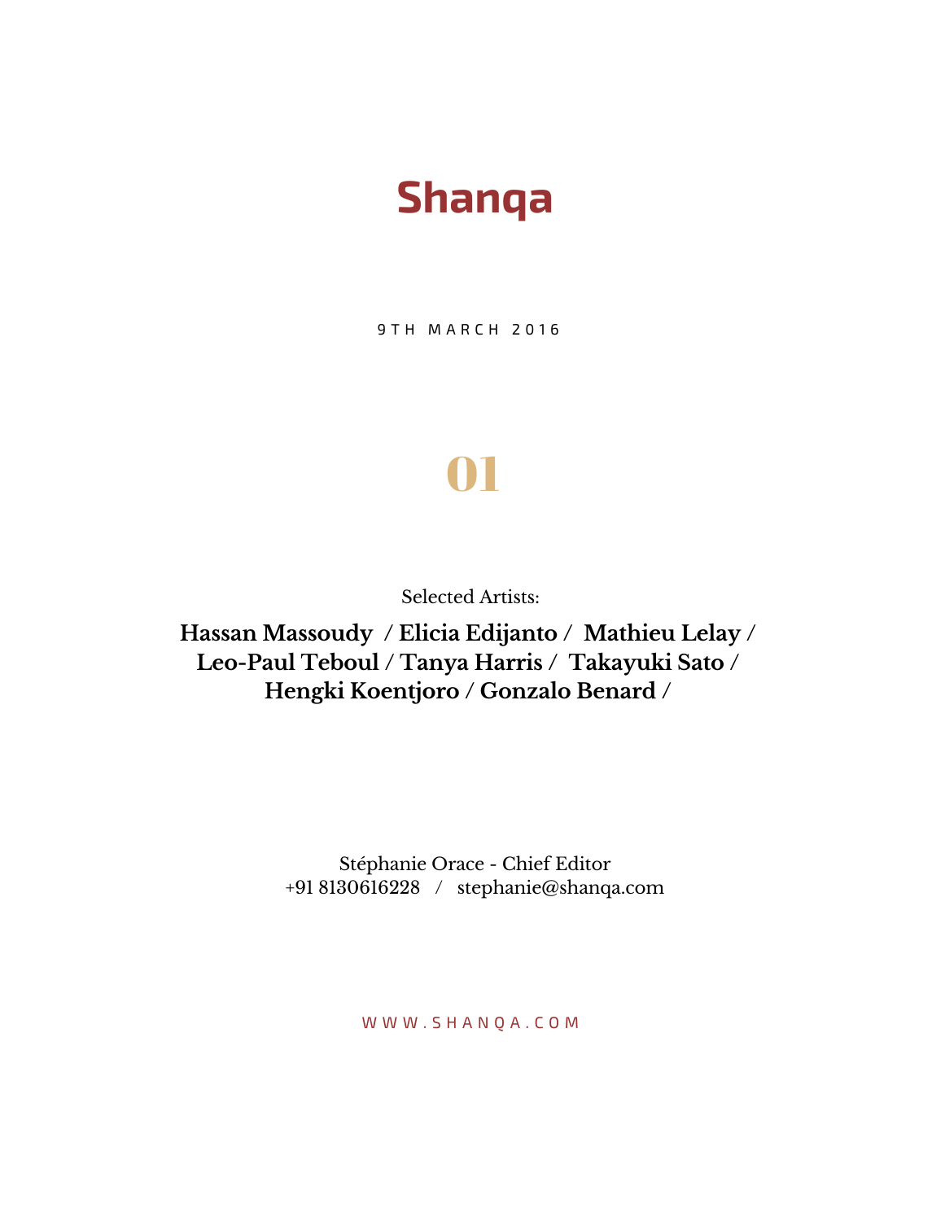# Shanqa

9TH MARCH 2016

## 01

Selected Artists:

**Hassan Massoudy / Elicia Edijanto / Mathieu Lelay / Leo-Paul Teboul / Tanya Harris / Takayuki Sato / Hengki Koentjoro / Gonzalo Benard /**

Stéphanie Orace - Chief Editor
+91 8130616228 / stephanie@shanqa.com

WWW.SHANQA.COM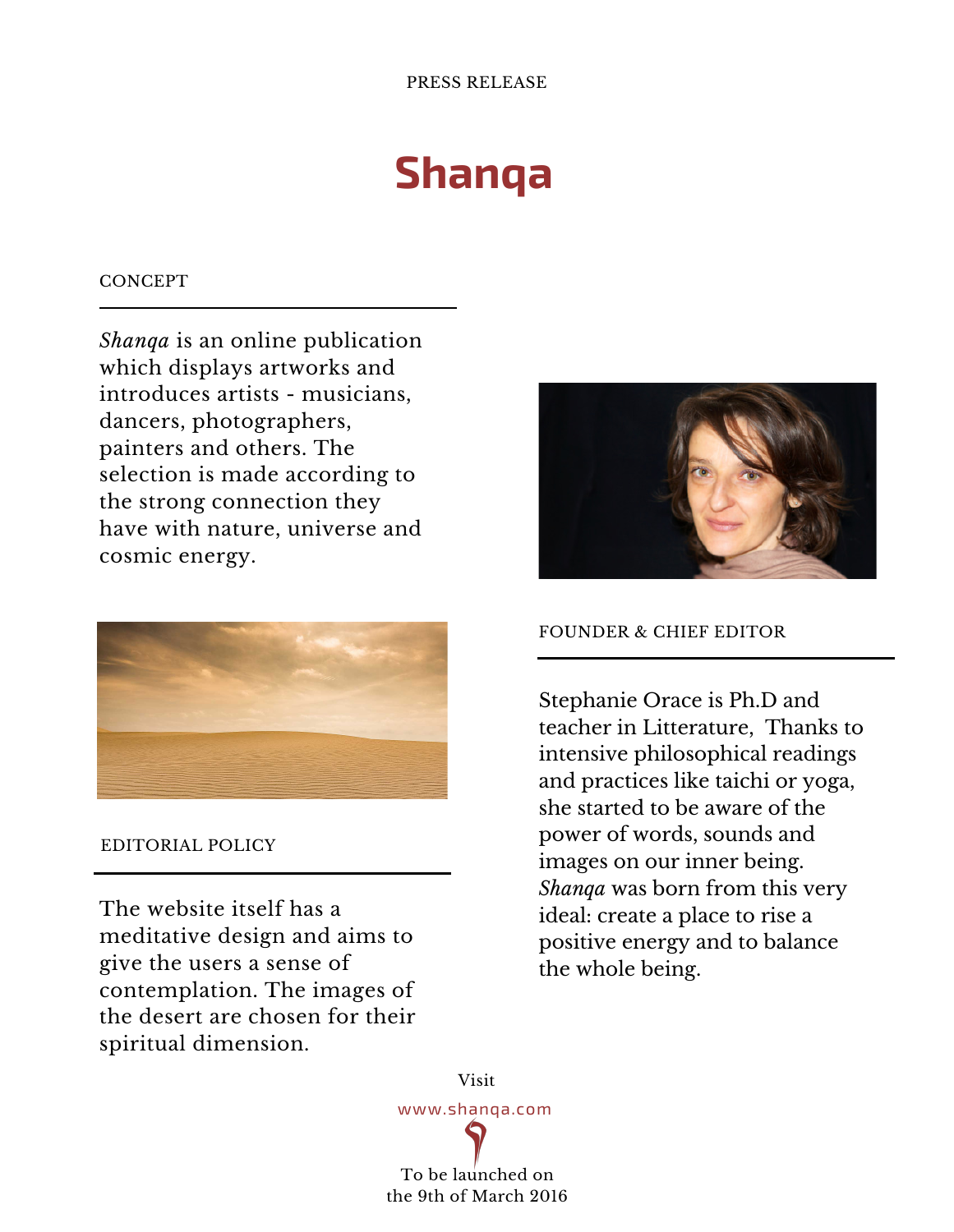PRESS RELEASE

# Shanqa

## CONCEPT

*Shanqa* is an online publication which displays artworks and introduces artists - musicians, dancers, photographers, painters and others. The selection is made according to the strong connection they have with nature, universe and cosmic energy.

## EDITORIAL POLICY

The website itself has a meditative design and aims to give the users a sense of contemplation. The images of the desert are chosen for their spiritual dimension.

## FOUNDER & CHIEF EDITOR

Stephanie Orace is Ph.D and teacher in Litterature, Thanks to intensive philosophical readings and practices like taichi or yoga, she started to be aware of the power of words, sounds and images on our inner being. *Shanqa* was born from this very ideal: create a place to rise a positive energy and to balance the whole being.

Visit

www.shanqa.com

To be launched on the 9th of March 2016